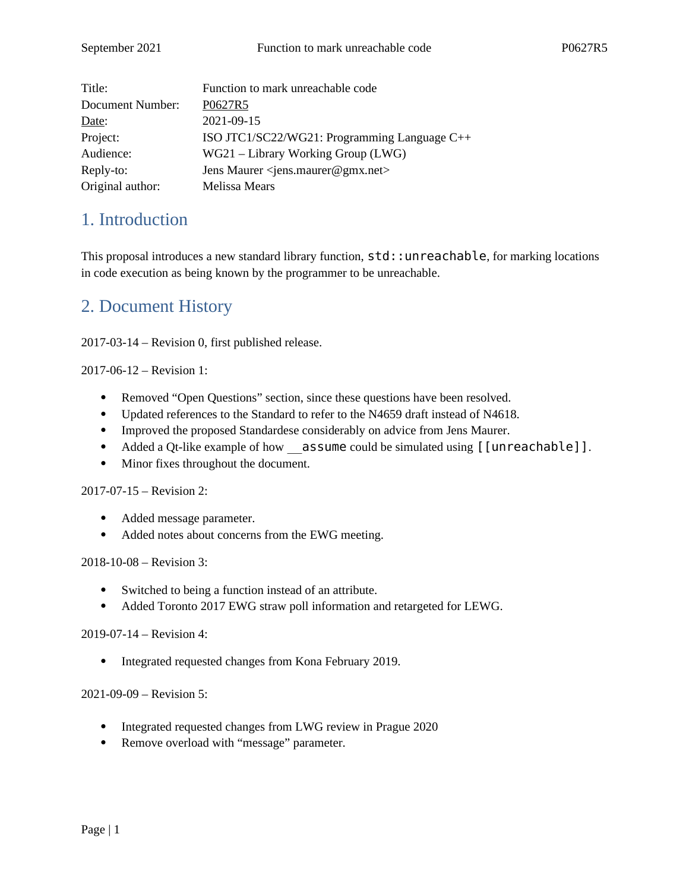| | |
|---|---|
| Title: | Function to mark unreachable code |
| Document Number: | P0627R5 |
| Date: | 2021-09-15 |
| Project: | ISO JTC1/SC22/WG21: Programming Language C++ |
| Audience: | WG21 – Library Working Group (LWG) |
| Reply-to: | Jens Maurer <jens.maurer@gmx.net> |
| Original author: | Melissa Mears |

# 1. Introduction

This proposal introduces a new standard library function, `std::unreachable`, for marking locations in code execution as being known by the programmer to be unreachable.

# 2. Document History

2017-03-14 – Revision 0, first published release.

2017-06-12 – Revision 1:

- Removed "Open Questions" section, since these questions have been resolved.
- Updated references to the Standard to refer to the N4659 draft instead of N4618.
- Improved the proposed Standardese considerably on advice from Jens Maurer.
- Added a Qt-like example of how `__assume` could be simulated using `[[unreachable]]`.
- Minor fixes throughout the document.

2017-07-15 – Revision 2:

- Added message parameter.
- Added notes about concerns from the EWG meeting.

2018-10-08 – Revision 3:

- Switched to being a function instead of an attribute.
- Added Toronto 2017 EWG straw poll information and retargeted for LEWG.

2019-07-14 – Revision 4:

- Integrated requested changes from Kona February 2019.

2021-09-09 – Revision 5:

- Integrated requested changes from LWG review in Prague 2020
- Remove overload with "message" parameter.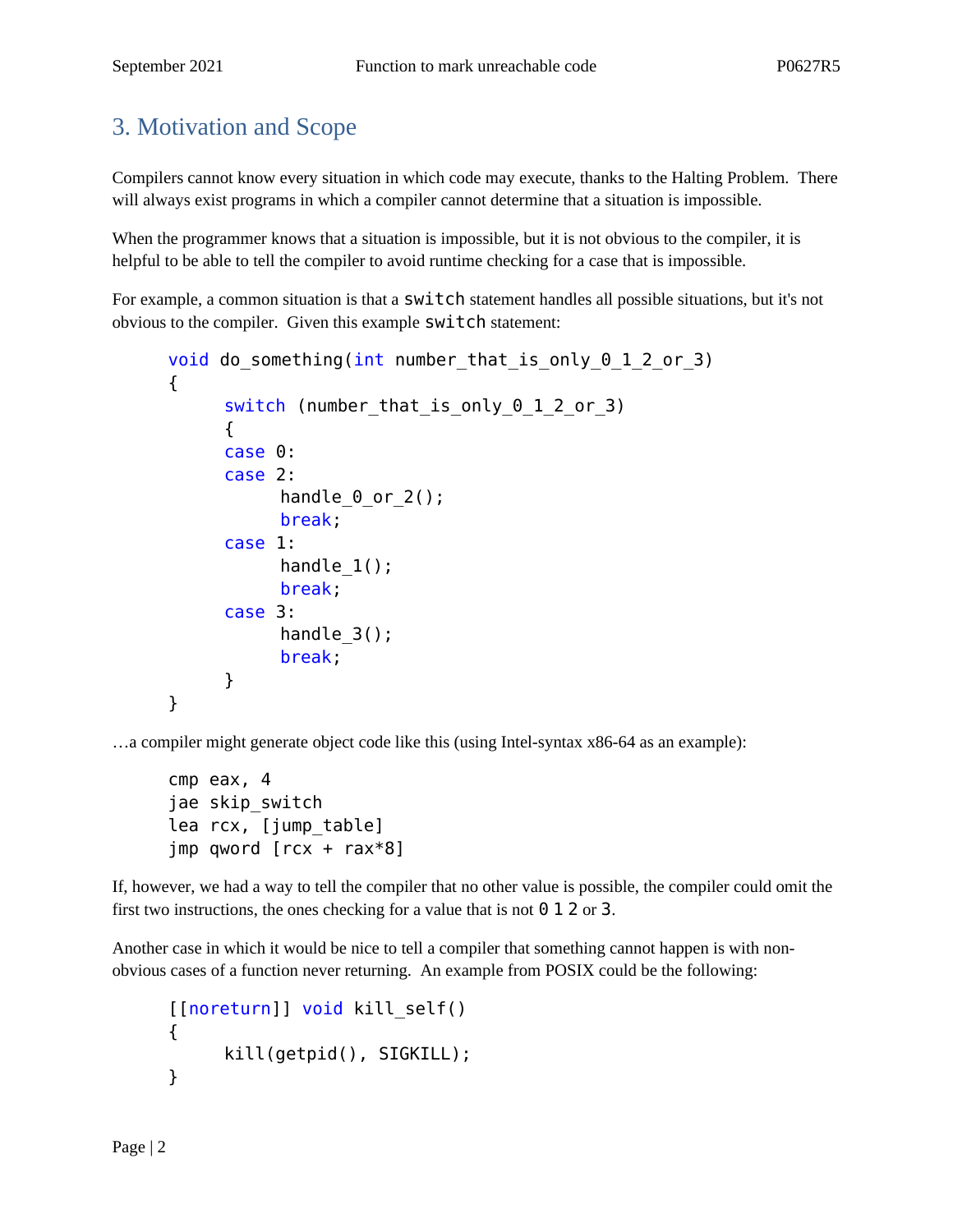## 3. Motivation and Scope

Compilers cannot know every situation in which code may execute, thanks to the Halting Problem. There will always exist programs in which a compiler cannot determine that a situation is impossible.

When the programmer knows that a situation is impossible, but it is not obvious to the compiler, it is helpful to be able to tell the compiler to avoid runtime checking for a case that is impossible.

For example, a common situation is that a `switch` statement handles all possible situations, but it's not obvious to the compiler. Given this example `switch` statement:

```
void do_something(int number_that_is_only_0_1_2_or_3)
{
	switch (number_that_is_only_0_1_2_or_3)
	{
	case 0:
	case 2:
		handle_0_or_2();
		break;
	case 1:
		handle_1();
		break;
	case 3:
		handle_3();
		break;
	}
}
```

…a compiler might generate object code like this (using Intel-syntax x86-64 as an example):

```
cmp eax, 4
jae skip_switch
lea rcx, [jump_table]
jmp qword [rcx + rax*8]
```

If, however, we had a way to tell the compiler that no other value is possible, the compiler could omit the first two instructions, the ones checking for a value that is not `0` `1` `2` or `3`.

Another case in which it would be nice to tell a compiler that something cannot happen is with non-obvious cases of a function never returning. An example from POSIX could be the following:

```
[[noreturn]] void kill_self()
{
	kill(getpid(), SIGKILL);
}
```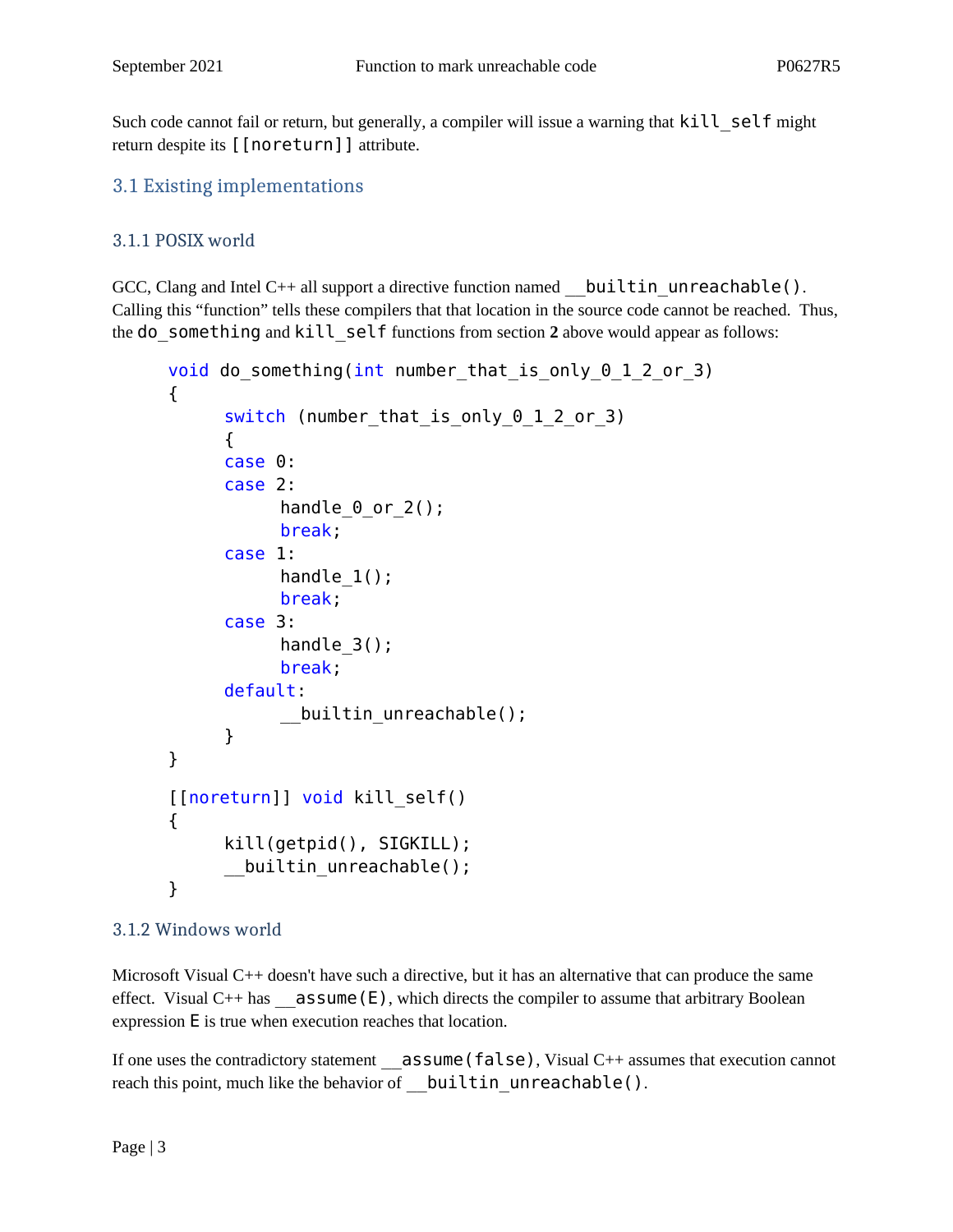Such code cannot fail or return, but generally, a compiler will issue a warning that `kill_self` might return despite its `[[noreturn]]` attribute.

## 3.1 Existing implementations

### 3.1.1 POSIX world

GCC, Clang and Intel C++ all support a directive function named `__builtin_unreachable()`. Calling this "function" tells these compilers that that location in the source code cannot be reached. Thus, the `do_something` and `kill_self` functions from section **2** above would appear as follows:

```
void do_something(int number_that_is_only_0_1_2_or_3)
{
	switch (number_that_is_only_0_1_2_or_3)
	{
	case 0:
	case 2:
		handle_0_or_2();
		break;
	case 1:
		handle_1();
		break;
	case 3:
		handle_3();
		break;
	default:
		__builtin_unreachable();
	}
}

[[noreturn]] void kill_self()
{
	kill(getpid(), SIGKILL);
	__builtin_unreachable();
}
```

### 3.1.2 Windows world

Microsoft Visual C++ doesn't have such a directive, but it has an alternative that can produce the same effect. Visual C++ has `__assume(E)`, which directs the compiler to assume that arbitrary Boolean expression `E` is true when execution reaches that location.

If one uses the contradictory statement `__assume(false)`, Visual C++ assumes that execution cannot reach this point, much like the behavior of `__builtin_unreachable()`.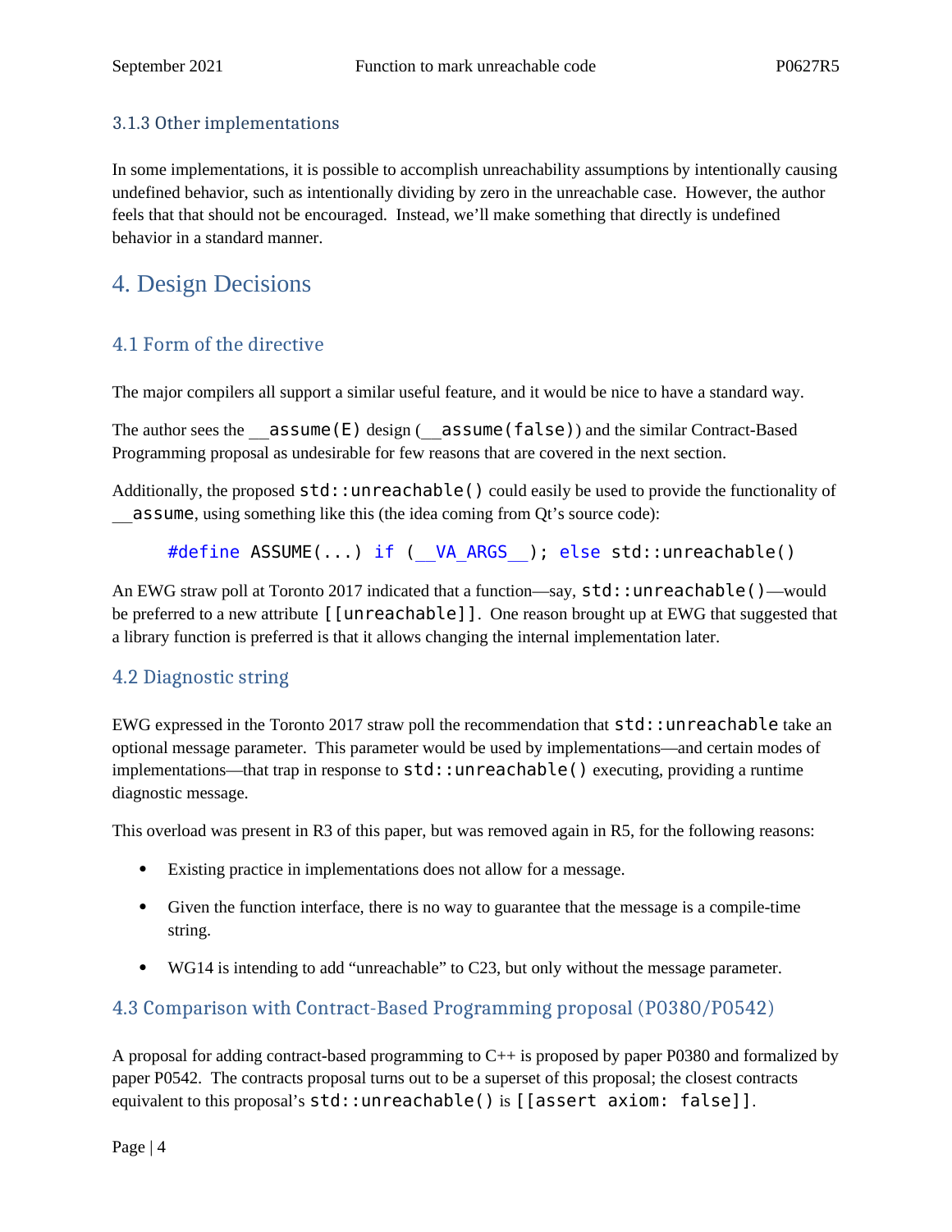### 3.1.3 Other implementations

In some implementations, it is possible to accomplish unreachability assumptions by intentionally causing undefined behavior, such as intentionally dividing by zero in the unreachable case. However, the author feels that that should not be encouraged. Instead, we'll make something that directly is undefined behavior in a standard manner.

# 4. Design Decisions

## 4.1 Form of the directive

The major compilers all support a similar useful feature, and it would be nice to have a standard way.

The author sees the `__assume(E)` design (`__assume(false)`) and the similar Contract-Based Programming proposal as undesirable for few reasons that are covered in the next section.

Additionally, the proposed `std::unreachable()` could easily be used to provide the functionality of `__assume`, using something like this (the idea coming from Qt's source code):

```
#define ASSUME(...) if (__VA_ARGS__); else std::unreachable()
```

An EWG straw poll at Toronto 2017 indicated that a function—say, `std::unreachable()`—would be preferred to a new attribute `[[unreachable]]`. One reason brought up at EWG that suggested that a library function is preferred is that it allows changing the internal implementation later.

## 4.2 Diagnostic string

EWG expressed in the Toronto 2017 straw poll the recommendation that `std::unreachable` take an optional message parameter. This parameter would be used by implementations—and certain modes of implementations—that trap in response to `std::unreachable()` executing, providing a runtime diagnostic message.

This overload was present in R3 of this paper, but was removed again in R5, for the following reasons:

- Existing practice in implementations does not allow for a message.
- Given the function interface, there is no way to guarantee that the message is a compile-time string.
- WG14 is intending to add "unreachable" to C23, but only without the message parameter.

## 4.3 Comparison with Contract-Based Programming proposal (P0380/P0542)

A proposal for adding contract-based programming to C++ is proposed by paper P0380 and formalized by paper P0542. The contracts proposal turns out to be a superset of this proposal; the closest contracts equivalent to this proposal's `std::unreachable()` is `[[assert axiom: false]]`.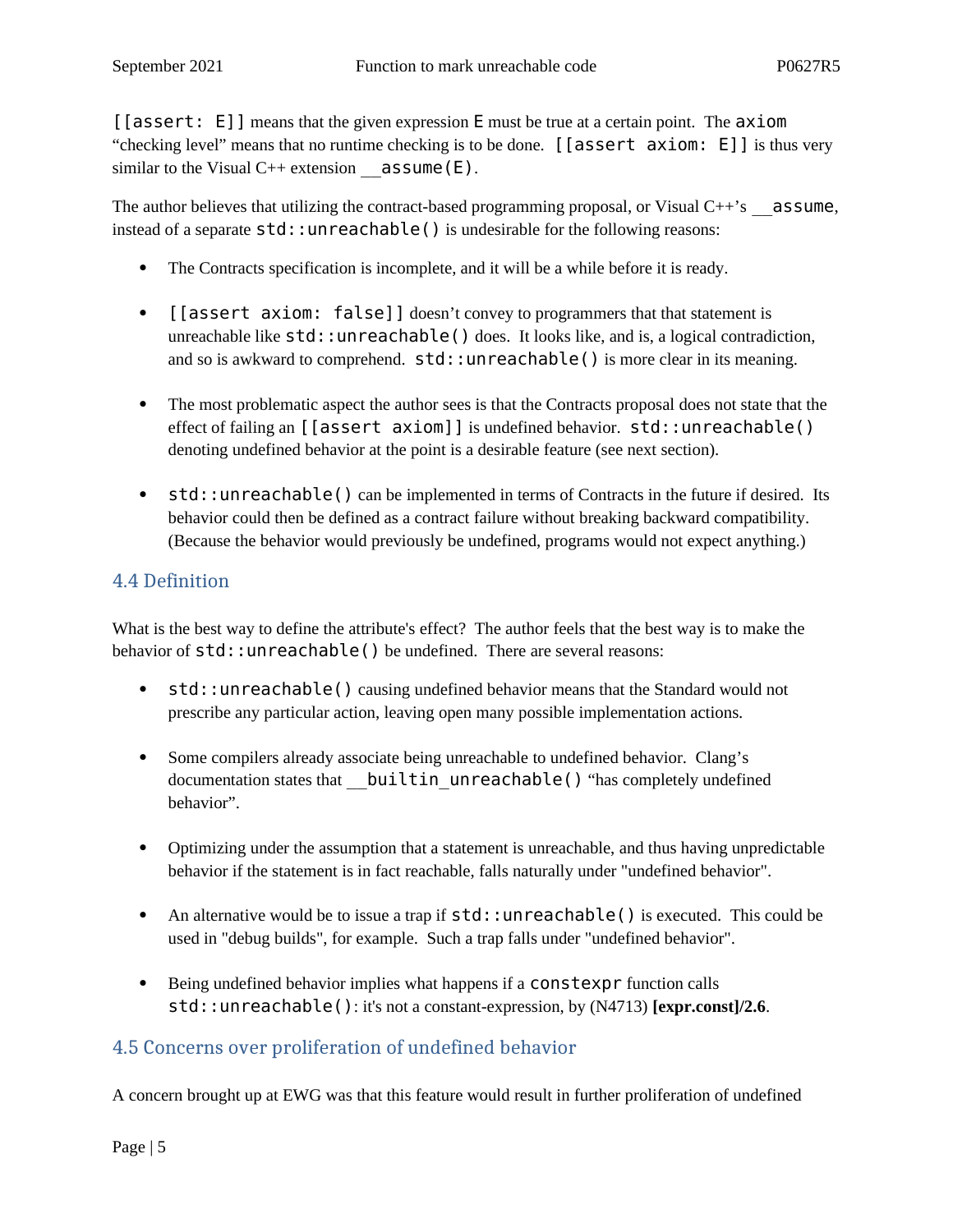`[[assert: E]]` means that the given expression `E` must be true at a certain point. The `axiom` "checking level" means that no runtime checking is to be done. `[[assert axiom: E]]` is thus very similar to the Visual C++ extension `__assume(E)`.

The author believes that utilizing the contract-based programming proposal, or Visual C++'s `__assume`, instead of a separate `std::unreachable()` is undesirable for the following reasons:

- The Contracts specification is incomplete, and it will be a while before it is ready.
- `[[assert axiom: false]]` doesn't convey to programmers that that statement is unreachable like `std::unreachable()` does. It looks like, and is, a logical contradiction, and so is awkward to comprehend. `std::unreachable()` is more clear in its meaning.
- The most problematic aspect the author sees is that the Contracts proposal does not state that the effect of failing an `[[assert axiom]]` is undefined behavior. `std::unreachable()` denoting undefined behavior at the point is a desirable feature (see next section).
- `std::unreachable()` can be implemented in terms of Contracts in the future if desired. Its behavior could then be defined as a contract failure without breaking backward compatibility. (Because the behavior would previously be undefined, programs would not expect anything.)

## 4.4 Definition

What is the best way to define the attribute's effect? The author feels that the best way is to make the behavior of `std::unreachable()` be undefined. There are several reasons:

- `std::unreachable()` causing undefined behavior means that the Standard would not prescribe any particular action, leaving open many possible implementation actions.
- Some compilers already associate being unreachable to undefined behavior. Clang's documentation states that `__builtin_unreachable()` "has completely undefined behavior".
- Optimizing under the assumption that a statement is unreachable, and thus having unpredictable behavior if the statement is in fact reachable, falls naturally under "undefined behavior".
- An alternative would be to issue a trap if `std::unreachable()` is executed. This could be used in "debug builds", for example. Such a trap falls under "undefined behavior".
- Being undefined behavior implies what happens if a `constexpr` function calls `std::unreachable()`: it's not a constant-expression, by (N4713) **[expr.const]/2.6**.

## 4.5 Concerns over proliferation of undefined behavior

A concern brought up at EWG was that this feature would result in further proliferation of undefined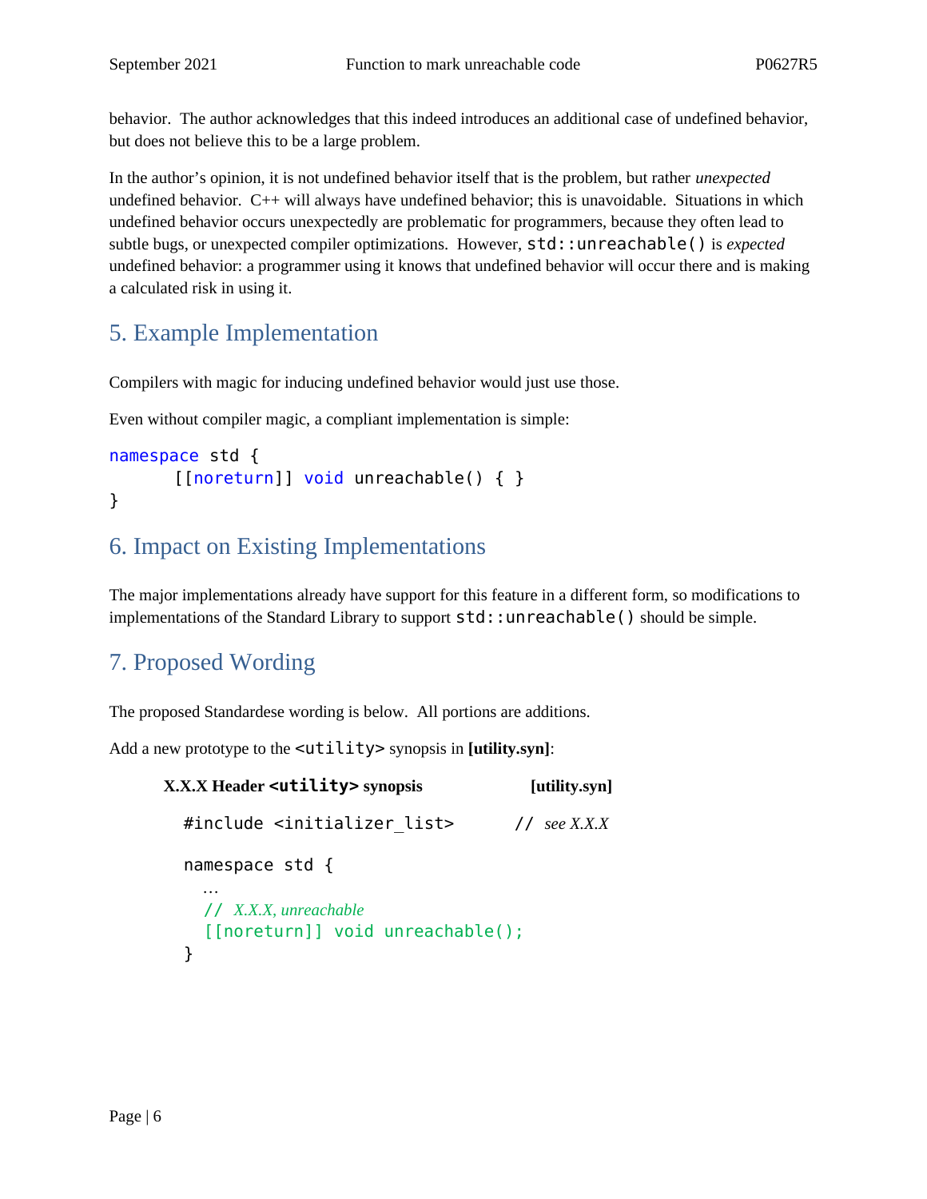behavior. The author acknowledges that this indeed introduces an additional case of undefined behavior, but does not believe this to be a large problem.

In the author's opinion, it is not undefined behavior itself that is the problem, but rather *unexpected* undefined behavior. C++ will always have undefined behavior; this is unavoidable. Situations in which undefined behavior occurs unexpectedly are problematic for programmers, because they often lead to subtle bugs, or unexpected compiler optimizations. However, `std::unreachable()` is *expected* undefined behavior: a programmer using it knows that undefined behavior will occur there and is making a calculated risk in using it.

## 5. Example Implementation

Compilers with magic for inducing undefined behavior would just use those.

Even without compiler magic, a compliant implementation is simple:

```
namespace std {
	[[noreturn]] void unreachable() { }
}
```

## 6. Impact on Existing Implementations

The major implementations already have support for this feature in a different form, so modifications to implementations of the Standard Library to support `std::unreachable()` should be simple.

## 7. Proposed Wording

The proposed Standardese wording is below. All portions are additions.

Add a new prototype to the `<utility>` synopsis in **[utility.syn]**:

**X.X.X Header `<utility>` synopsis** **[utility.syn]**

```
#include <initializer_list>       // see X.X.X

namespace std {
  …
  // X.X.X, unreachable
  [[noreturn]] void unreachable();
}
```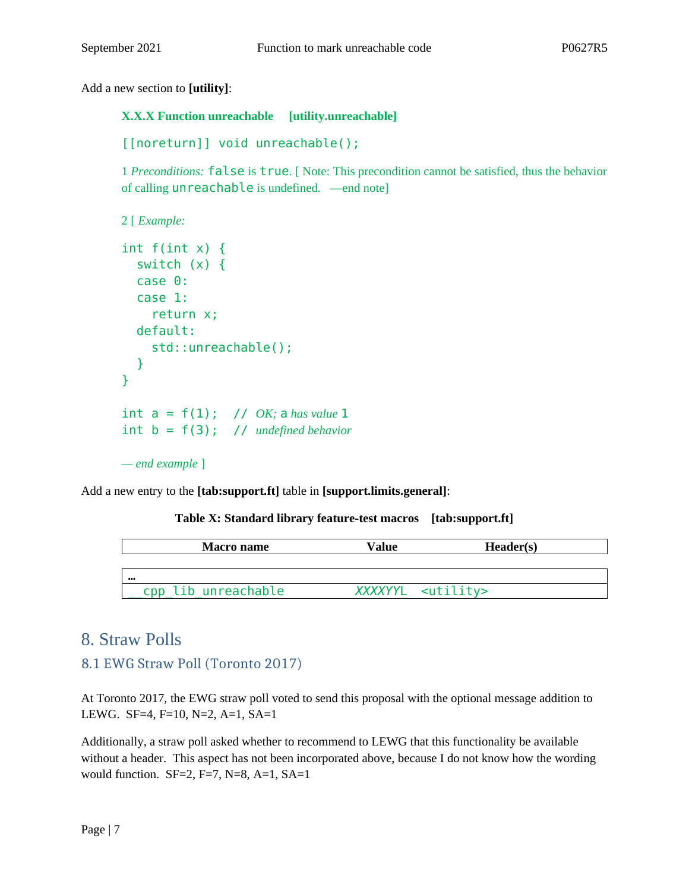Add a new section to **[utility]**:

**X.X.X Function unreachable [utility.unreachable]**

`[[noreturn]] void unreachable();`

1 *Preconditions:* `false` is `true`. [ Note: This precondition cannot be satisfied, thus the behavior of calling `unreachable` is undefined. —end note]

2 [ *Example:*

```
int f(int x) {
  switch (x) {
  case 0:
  case 1:
    return x;
  default:
    std::unreachable();
  }
}

int a = f(1);  // OK; a has value 1
int b = f(3);  // undefined behavior
```

*— end example* ]

Add a new entry to the **[tab:support.ft]** table in **[support.limits.general]**:

**Table X: Standard library feature-test macros [tab:support.ft]**

| Macro name | Value | Header(s) |
|---|---|---|
| ... | | |
| `__cpp_lib_unreachable` | *XXXXYY*L | `<utility>` |

# 8. Straw Polls

## 8.1 EWG Straw Poll (Toronto 2017)

At Toronto 2017, the EWG straw poll voted to send this proposal with the optional message addition to LEWG. SF=4, F=10, N=2, A=1, SA=1

Additionally, a straw poll asked whether to recommend to LEWG that this functionality be available without a header. This aspect has not been incorporated above, because I do not know how the wording would function. SF=2, F=7, N=8, A=1, SA=1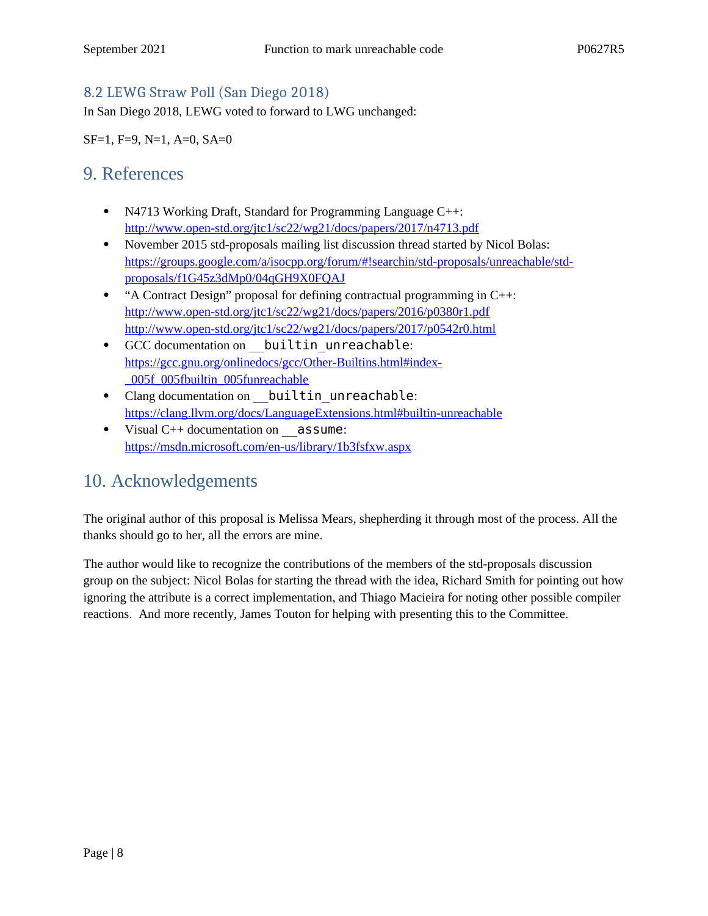### 8.2 LEWG Straw Poll (San Diego 2018)

In San Diego 2018, LEWG voted to forward to LWG unchanged:

SF=1, F=9, N=1, A=0, SA=0

## 9. References

- N4713 Working Draft, Standard for Programming Language C++: http://www.open-std.org/jtc1/sc22/wg21/docs/papers/2017/n4713.pdf
- November 2015 std-proposals mailing list discussion thread started by Nicol Bolas: https://groups.google.com/a/isocpp.org/forum/#!searchin/std-proposals/unreachable/std-proposals/f1G45z3dMp0/04qGH9X0FQAJ
- “A Contract Design” proposal for defining contractual programming in C++: http://www.open-std.org/jtc1/sc22/wg21/docs/papers/2016/p0380r1.pdf http://www.open-std.org/jtc1/sc22/wg21/docs/papers/2017/p0542r0.html
- GCC documentation on `__builtin_unreachable`: https://gcc.gnu.org/onlinedocs/gcc/Other-Builtins.html#index-_005f_005fbuiltin_005funreachable
- Clang documentation on `__builtin_unreachable`: https://clang.llvm.org/docs/LanguageExtensions.html#builtin-unreachable
- Visual C++ documentation on `__assume`: https://msdn.microsoft.com/en-us/library/1b3fsfxw.aspx

## 10. Acknowledgements

The original author of this proposal is Melissa Mears, shepherding it through most of the process. All the thanks should go to her, all the errors are mine.

The author would like to recognize the contributions of the members of the std-proposals discussion group on the subject: Nicol Bolas for starting the thread with the idea, Richard Smith for pointing out how ignoring the attribute is a correct implementation, and Thiago Macieira for noting other possible compiler reactions. And more recently, James Touton for helping with presenting this to the Committee.